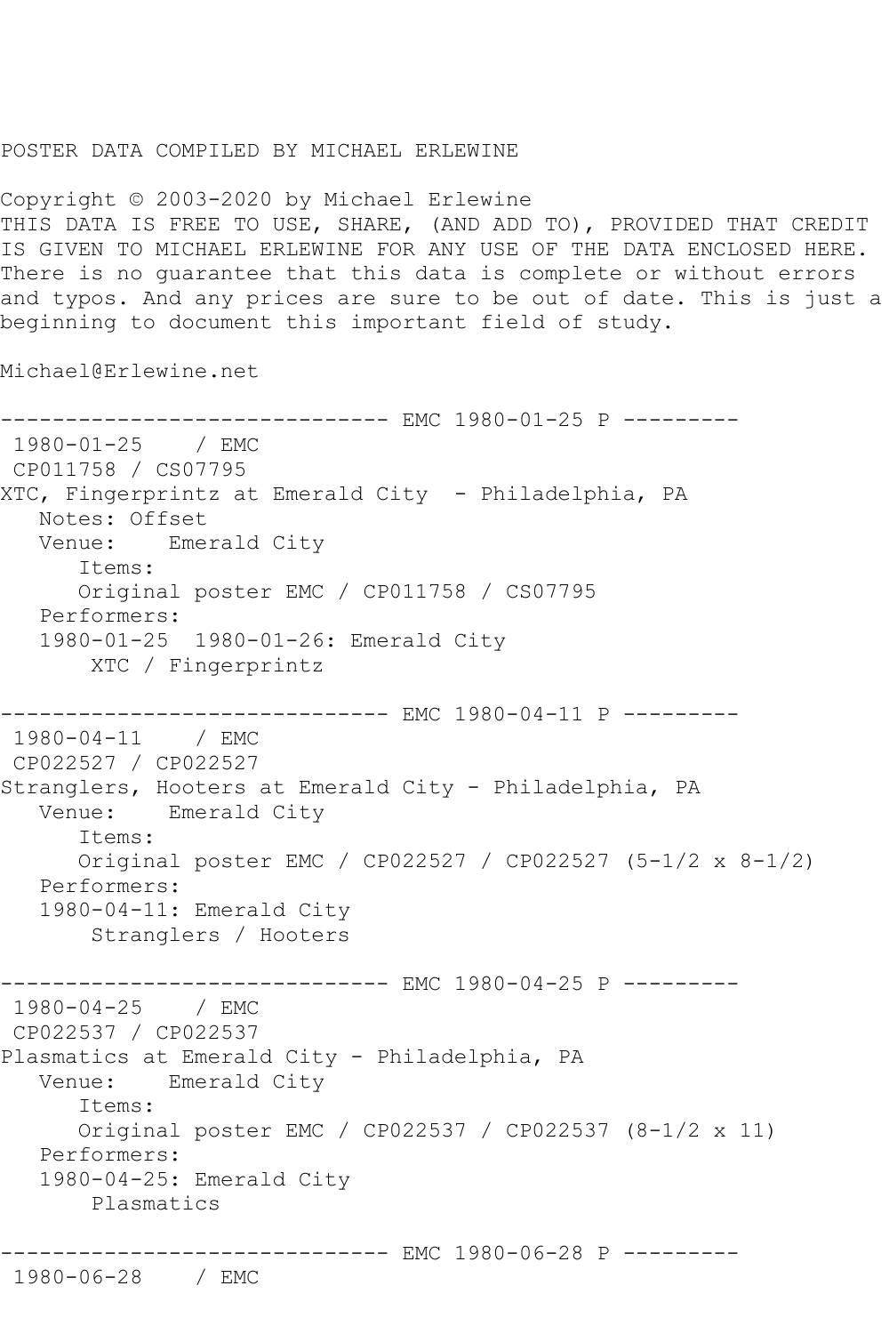POSTER DATA COMPILED BY MICHAEL ERLEWINE

Copyright © 2003-2020 by Michael Erlewine
THIS DATA IS FREE TO USE, SHARE, (AND ADD TO), PROVIDED THAT CREDIT IS GIVEN TO MICHAEL ERLEWINE FOR ANY USE OF THE DATA ENCLOSED HERE. There is no guarantee that this data is complete or without errors and typos. And any prices are sure to be out of date. This is just a beginning to document this important field of study.

Michael@Erlewine.net

```
------------------------------ EMC 1980-01-25 P ---------
 1980-01-25    / EMC
 CP011758 / CS07795
XTC, Fingerprintz at Emerald City  - Philadelphia, PA
   Notes: Offset
   Venue:    Emerald City
      Items:
      Original poster EMC / CP011758 / CS07795
   Performers:
   1980-01-25  1980-01-26: Emerald City
       XTC / Fingerprintz

------------------------------ EMC 1980-04-11 P ---------
 1980-04-11    / EMC
 CP022527 / CP022527
Stranglers, Hooters at Emerald City - Philadelphia, PA
   Venue:    Emerald City
      Items:
      Original poster EMC / CP022527 / CP022527 (5-1/2 x 8-1/2)
   Performers:
   1980-04-11: Emerald City
       Stranglers / Hooters

------------------------------ EMC 1980-04-25 P ---------
 1980-04-25    / EMC
 CP022537 / CP022537
Plasmatics at Emerald City - Philadelphia, PA
   Venue:    Emerald City
      Items:
      Original poster EMC / CP022537 / CP022537 (8-1/2 x 11)
   Performers:
   1980-04-25: Emerald City
       Plasmatics

------------------------------ EMC 1980-06-28 P ---------
 1980-06-28    / EMC
```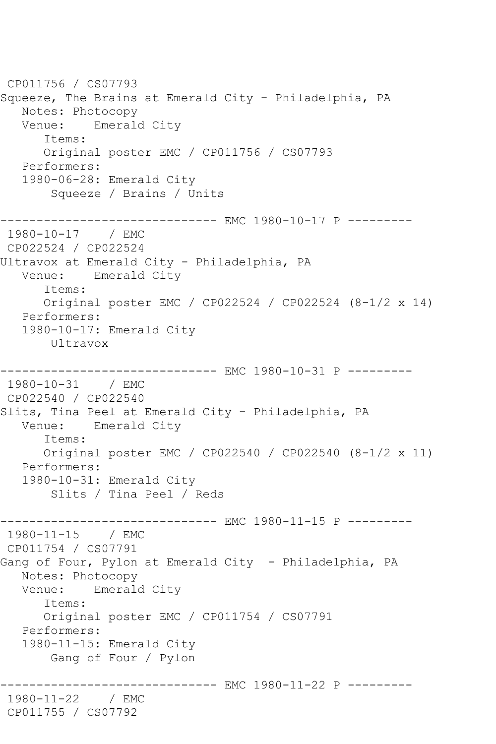CP011756 / CS07793
Squeeze, The Brains at Emerald City - Philadelphia, PA
   Notes: Photocopy
   Venue:    Emerald City
      Items:
      Original poster EMC / CP011756 / CS07793
   Performers:
   1980-06-28: Emerald City
       Squeeze / Brains / Units

------------------------------ EMC 1980-10-17 P ---------
 1980-10-17    / EMC
 CP022524 / CP022524
Ultravox at Emerald City - Philadelphia, PA
   Venue:    Emerald City
      Items:
      Original poster EMC / CP022524 / CP022524 (8-1/2 x 14)
   Performers:
   1980-10-17: Emerald City
       Ultravox

------------------------------ EMC 1980-10-31 P ---------
 1980-10-31    / EMC
 CP022540 / CP022540
Slits, Tina Peel at Emerald City - Philadelphia, PA
   Venue:    Emerald City
      Items:
      Original poster EMC / CP022540 / CP022540 (8-1/2 x 11)
   Performers:
   1980-10-31: Emerald City
       Slits / Tina Peel / Reds

------------------------------ EMC 1980-11-15 P ---------
 1980-11-15    / EMC
 CP011754 / CS07791
Gang of Four, Pylon at Emerald City  - Philadelphia, PA
   Notes: Photocopy
   Venue:    Emerald City
      Items:
      Original poster EMC / CP011754 / CS07791
   Performers:
   1980-11-15: Emerald City
       Gang of Four / Pylon

------------------------------ EMC 1980-11-22 P ---------
 1980-11-22    / EMC
 CP011755 / CS07792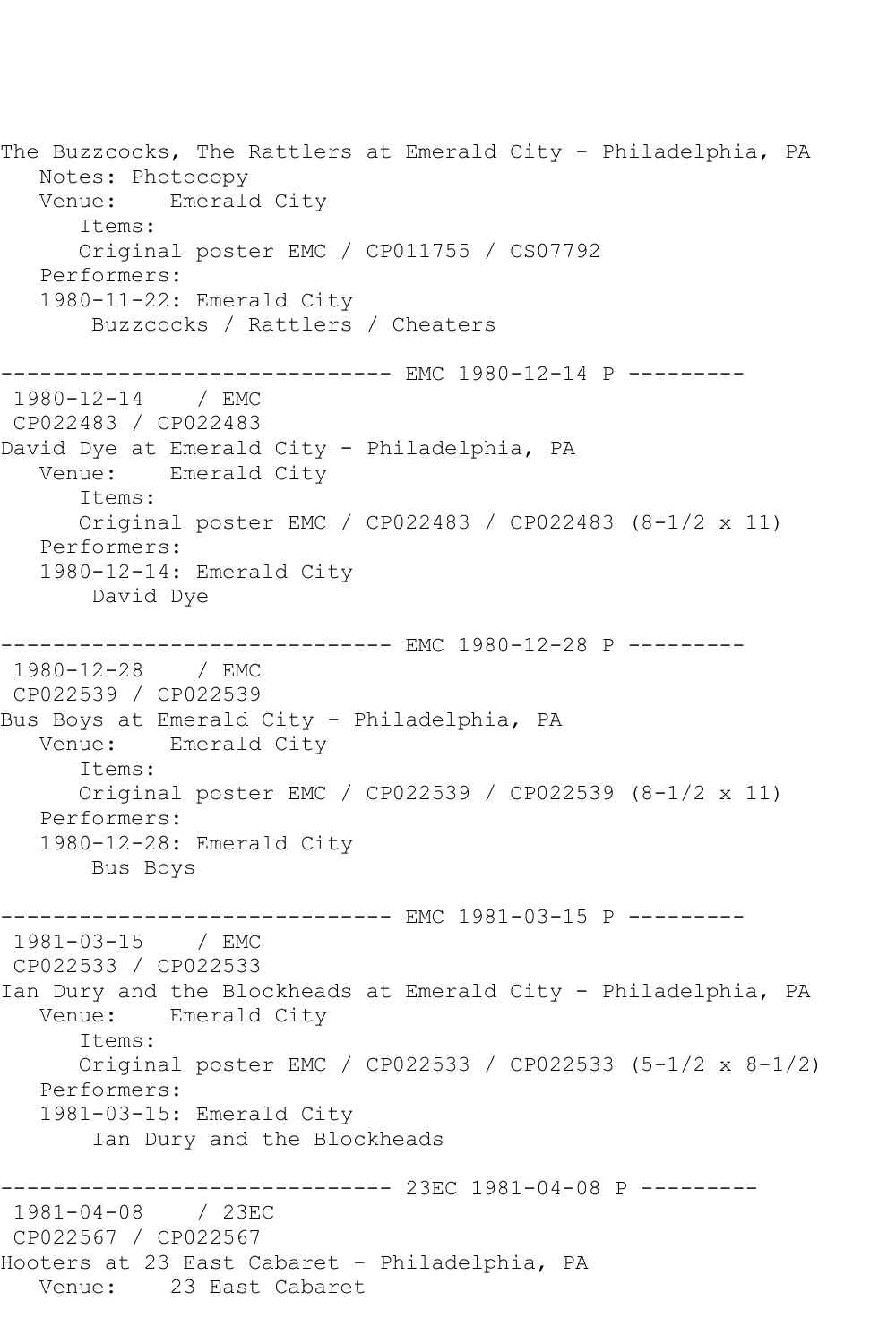The Buzzcocks, The Rattlers at Emerald City - Philadelphia, PA
   Notes: Photocopy
   Venue:    Emerald City
      Items:
      Original poster EMC / CP011755 / CS07792
   Performers:
   1980-11-22: Emerald City
       Buzzcocks / Rattlers / Cheaters

------------------------------ EMC 1980-12-14 P ---------
 1980-12-14    / EMC
 CP022483 / CP022483
David Dye at Emerald City - Philadelphia, PA
   Venue:    Emerald City
      Items:
      Original poster EMC / CP022483 / CP022483 (8-1/2 x 11)
   Performers:
   1980-12-14: Emerald City
       David Dye

------------------------------ EMC 1980-12-28 P ---------
 1980-12-28    / EMC
 CP022539 / CP022539
Bus Boys at Emerald City - Philadelphia, PA
   Venue:    Emerald City
      Items:
      Original poster EMC / CP022539 / CP022539 (8-1/2 x 11)
   Performers:
   1980-12-28: Emerald City
       Bus Boys

------------------------------ EMC 1981-03-15 P ---------
 1981-03-15    / EMC
 CP022533 / CP022533
Ian Dury and the Blockheads at Emerald City - Philadelphia, PA
   Venue:    Emerald City
      Items:
      Original poster EMC / CP022533 / CP022533 (5-1/2 x 8-1/2)
   Performers:
   1981-03-15: Emerald City
       Ian Dury and the Blockheads

------------------------------ 23EC 1981-04-08 P ---------
 1981-04-08    / 23EC
 CP022567 / CP022567
Hooters at 23 East Cabaret - Philadelphia, PA
   Venue:    23 East Cabaret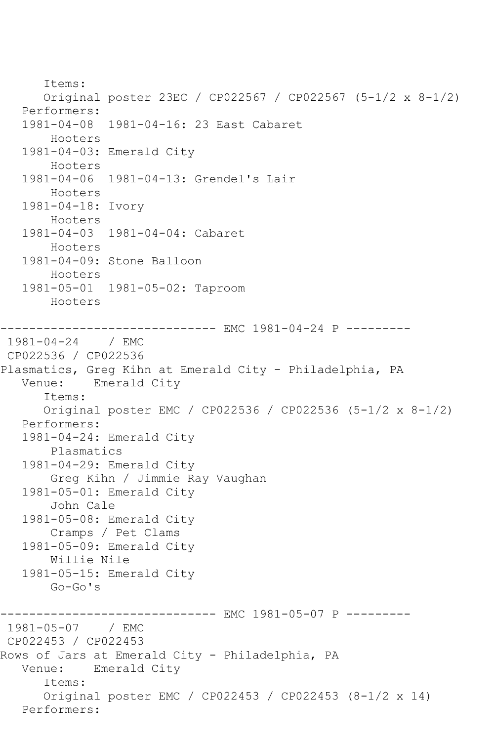```
      Items:
      Original poster 23EC / CP022567 / CP022567 (5-1/2 x 8-1/2)
   Performers:
   1981-04-08  1981-04-16: 23 East Cabaret
       Hooters
   1981-04-03: Emerald City
       Hooters
   1981-04-06  1981-04-13: Grendel's Lair
       Hooters
   1981-04-18: Ivory
       Hooters
   1981-04-03  1981-04-04: Cabaret
       Hooters
   1981-04-09: Stone Balloon
       Hooters
   1981-05-01  1981-05-02: Taproom
       Hooters

------------------------------ EMC 1981-04-24 P ---------
 1981-04-24    / EMC
 CP022536 / CP022536
Plasmatics, Greg Kihn at Emerald City - Philadelphia, PA
   Venue:    Emerald City
      Items:
      Original poster EMC / CP022536 / CP022536 (5-1/2 x 8-1/2)
   Performers:
   1981-04-24: Emerald City
       Plasmatics
   1981-04-29: Emerald City
       Greg Kihn / Jimmie Ray Vaughan
   1981-05-01: Emerald City
       John Cale
   1981-05-08: Emerald City
       Cramps / Pet Clams
   1981-05-09: Emerald City
       Willie Nile
   1981-05-15: Emerald City
       Go-Go's

------------------------------ EMC 1981-05-07 P ---------
 1981-05-07    / EMC
 CP022453 / CP022453
Rows of Jars at Emerald City - Philadelphia, PA
   Venue:    Emerald City
      Items:
      Original poster EMC / CP022453 / CP022453 (8-1/2 x 14)
   Performers:
```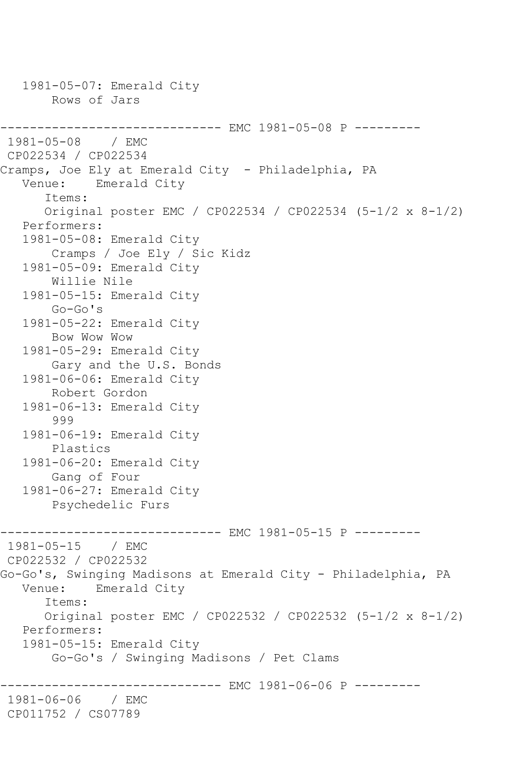1981-05-07: Emerald City
    Rows of Jars

------------------------------ EMC 1981-05-08 P ---------

1981-05-08 / EMC
CP022534 / CP022534
Cramps, Joe Ely at Emerald City - Philadelphia, PA
Venue: Emerald City
Items:
Original poster EMC / CP022534 / CP022534 (5-1/2 x 8-1/2)
Performers:
1981-05-08: Emerald City
    Cramps / Joe Ely / Sic Kidz
1981-05-09: Emerald City
    Willie Nile
1981-05-15: Emerald City
    Go-Go's
1981-05-22: Emerald City
    Bow Wow Wow
1981-05-29: Emerald City
    Gary and the U.S. Bonds
1981-06-06: Emerald City
    Robert Gordon
1981-06-13: Emerald City
    999
1981-06-19: Emerald City
    Plastics
1981-06-20: Emerald City
    Gang of Four
1981-06-27: Emerald City
    Psychedelic Furs

------------------------------ EMC 1981-05-15 P ---------

1981-05-15 / EMC
CP022532 / CP022532
Go-Go's, Swinging Madisons at Emerald City - Philadelphia, PA
Venue: Emerald City
Items:
Original poster EMC / CP022532 / CP022532 (5-1/2 x 8-1/2)
Performers:
1981-05-15: Emerald City
    Go-Go's / Swinging Madisons / Pet Clams

------------------------------ EMC 1981-06-06 P ---------

1981-06-06 / EMC
CP011752 / CS07789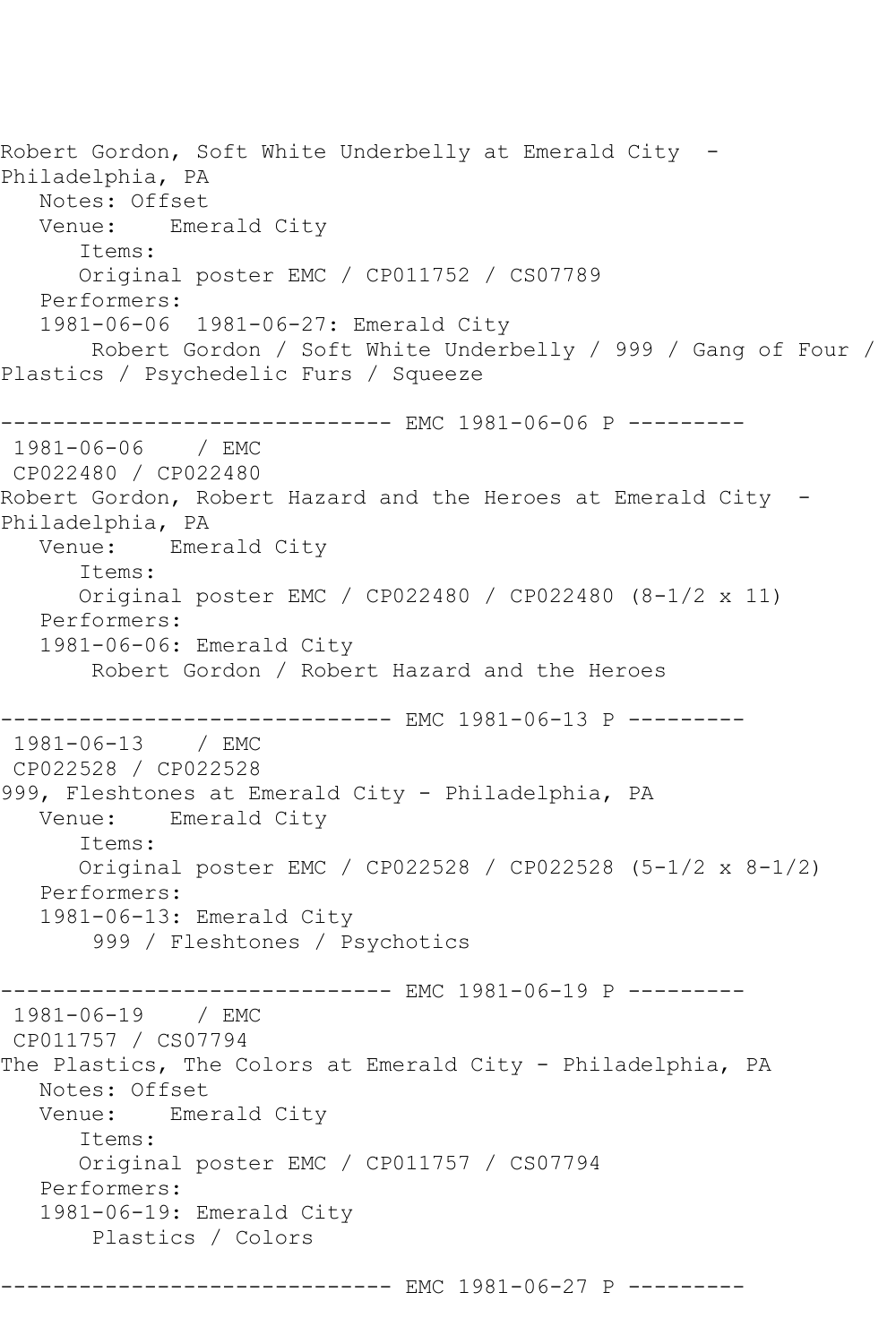Robert Gordon, Soft White Underbelly at Emerald City - Philadelphia, PA

Notes: Offset

Venue: Emerald City

Items:

Original poster EMC / CP011752 / CS07789

Performers:

1981-06-06 1981-06-27: Emerald City

Robert Gordon / Soft White Underbelly / 999 / Gang of Four / Plastics / Psychedelic Furs / Squeeze

------------------------------ EMC 1981-06-06 P ---------

1981-06-06 / EMC

CP022480 / CP022480

Robert Gordon, Robert Hazard and the Heroes at Emerald City - Philadelphia, PA

Venue: Emerald City

Items:

Original poster EMC / CP022480 / CP022480 (8-1/2 x 11)

Performers:

1981-06-06: Emerald City

Robert Gordon / Robert Hazard and the Heroes

------------------------------ EMC 1981-06-13 P ---------

1981-06-13 / EMC

CP022528 / CP022528

999, Fleshtones at Emerald City - Philadelphia, PA

Venue: Emerald City

Items:

Original poster EMC / CP022528 / CP022528 (5-1/2 x 8-1/2)

Performers:

1981-06-13: Emerald City

999 / Fleshtones / Psychotics

------------------------------ EMC 1981-06-19 P ---------

1981-06-19 / EMC

CP011757 / CS07794

The Plastics, The Colors at Emerald City - Philadelphia, PA

Notes: Offset

Venue: Emerald City

Items:

Original poster EMC / CP011757 / CS07794

Performers:

1981-06-19: Emerald City

Plastics / Colors

------------------------------ EMC 1981-06-27 P ---------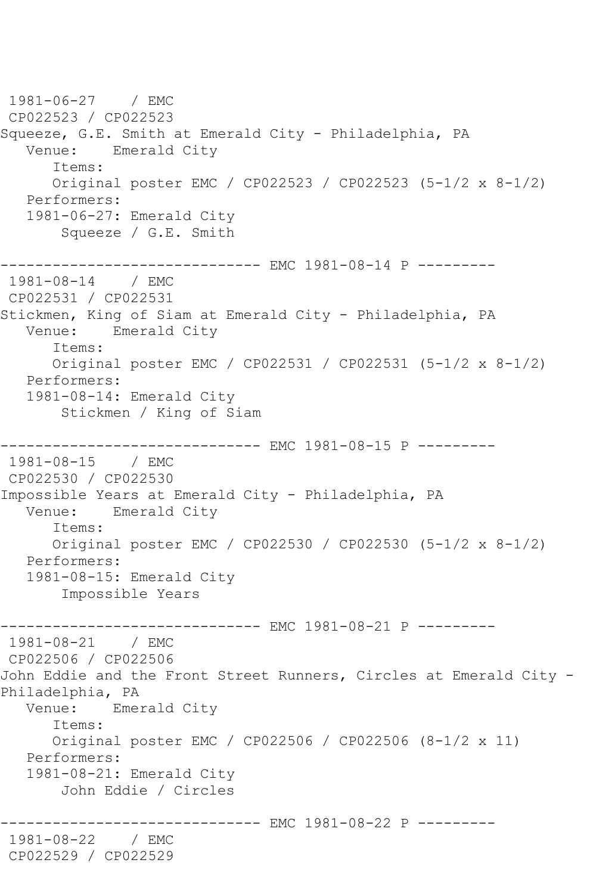1981-06-27 / EMC
CP022523 / CP022523
Squeeze, G.E. Smith at Emerald City - Philadelphia, PA
Venue: Emerald City
Items:
Original poster EMC / CP022523 / CP022523 (5-1/2 x 8-1/2)
Performers:
1981-06-27: Emerald City
Squeeze / G.E. Smith

------------------------------ EMC 1981-08-14 P ---------
1981-08-14 / EMC
CP022531 / CP022531
Stickmen, King of Siam at Emerald City - Philadelphia, PA
Venue: Emerald City
Items:
Original poster EMC / CP022531 / CP022531 (5-1/2 x 8-1/2)
Performers:
1981-08-14: Emerald City
Stickmen / King of Siam

------------------------------ EMC 1981-08-15 P ---------
1981-08-15 / EMC
CP022530 / CP022530
Impossible Years at Emerald City - Philadelphia, PA
Venue: Emerald City
Items:
Original poster EMC / CP022530 / CP022530 (5-1/2 x 8-1/2)
Performers:
1981-08-15: Emerald City
Impossible Years

------------------------------ EMC 1981-08-21 P ---------
1981-08-21 / EMC
CP022506 / CP022506
John Eddie and the Front Street Runners, Circles at Emerald City - Philadelphia, PA
Venue: Emerald City
Items:
Original poster EMC / CP022506 / CP022506 (8-1/2 x 11)
Performers:
1981-08-21: Emerald City
John Eddie / Circles

------------------------------ EMC 1981-08-22 P ---------
1981-08-22 / EMC
CP022529 / CP022529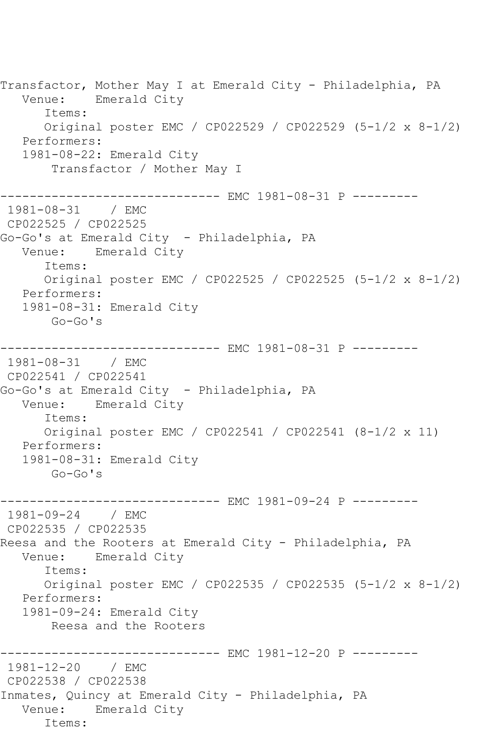```
Transfactor, Mother May I at Emerald City - Philadelphia, PA
   Venue:    Emerald City
      Items:
      Original poster EMC / CP022529 / CP022529 (5-1/2 x 8-1/2)
   Performers:
   1981-08-22: Emerald City
       Transfactor / Mother May I

------------------------------ EMC 1981-08-31 P ---------
 1981-08-31    / EMC
 CP022525 / CP022525
Go-Go's at Emerald City  - Philadelphia, PA
   Venue:    Emerald City
      Items:
      Original poster EMC / CP022525 / CP022525 (5-1/2 x 8-1/2)
   Performers:
   1981-08-31: Emerald City
       Go-Go's

------------------------------ EMC 1981-08-31 P ---------
 1981-08-31    / EMC
 CP022541 / CP022541
Go-Go's at Emerald City  - Philadelphia, PA
   Venue:    Emerald City
      Items:
      Original poster EMC / CP022541 / CP022541 (8-1/2 x 11)
   Performers:
   1981-08-31: Emerald City
       Go-Go's

------------------------------ EMC 1981-09-24 P ---------
 1981-09-24    / EMC
 CP022535 / CP022535
Reesa and the Rooters at Emerald City - Philadelphia, PA
   Venue:    Emerald City
      Items:
      Original poster EMC / CP022535 / CP022535 (5-1/2 x 8-1/2)
   Performers:
   1981-09-24: Emerald City
       Reesa and the Rooters

------------------------------ EMC 1981-12-20 P ---------
 1981-12-20    / EMC
 CP022538 / CP022538
Inmates, Quincy at Emerald City - Philadelphia, PA
   Venue:    Emerald City
      Items:
```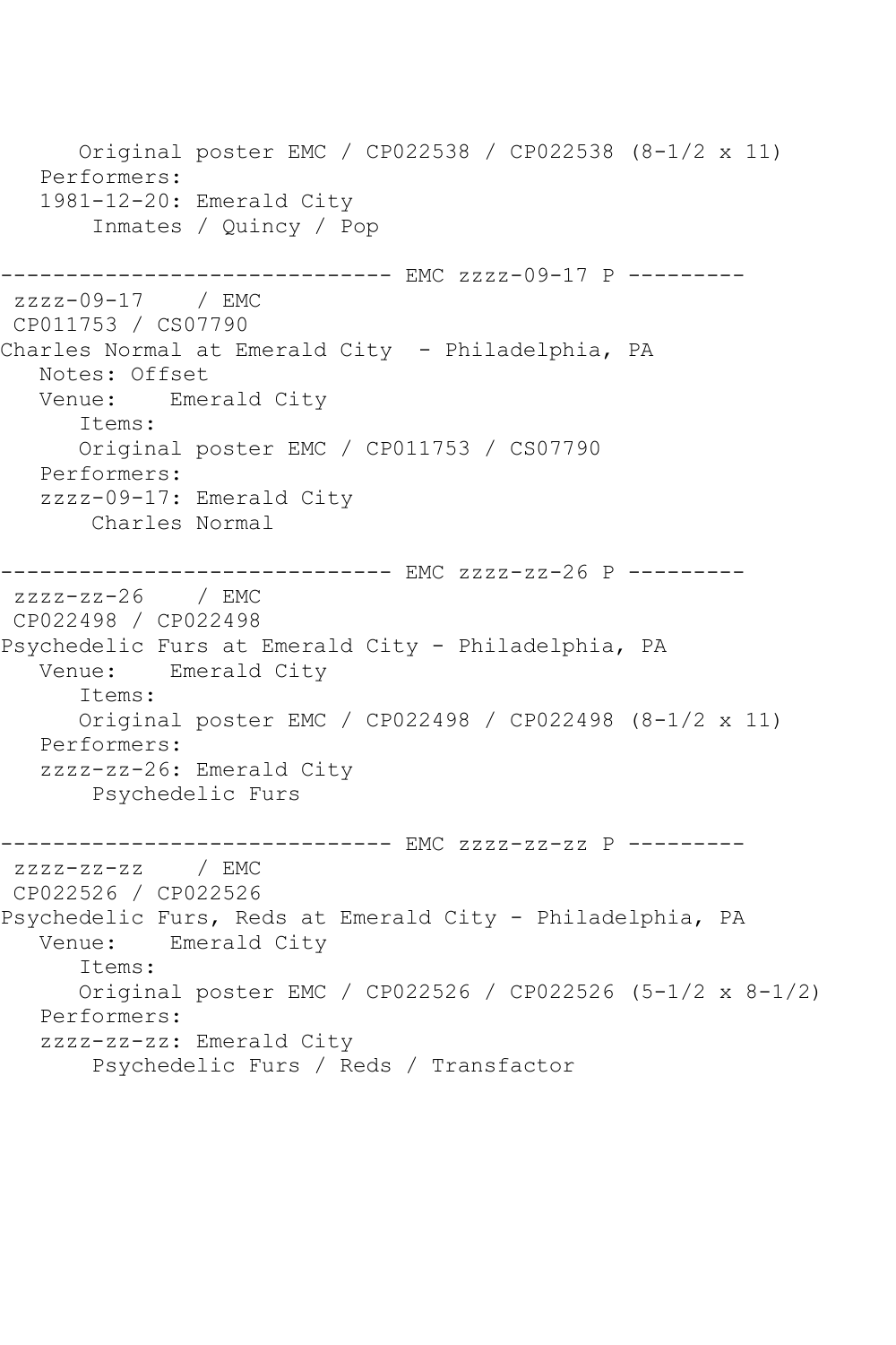```
      Original poster EMC / CP022538 / CP022538 (8-1/2 x 11)
   Performers:
   1981-12-20: Emerald City
       Inmates / Quincy / Pop

------------------------------ EMC zzzz-09-17 P ---------
 zzzz-09-17    / EMC
 CP011753 / CS07790
Charles Normal at Emerald City  - Philadelphia, PA
   Notes: Offset
   Venue:    Emerald City
      Items:
      Original poster EMC / CP011753 / CS07790
   Performers:
   zzzz-09-17: Emerald City
       Charles Normal

------------------------------ EMC zzzz-zz-26 P ---------
 zzzz-zz-26    / EMC
 CP022498 / CP022498
Psychedelic Furs at Emerald City - Philadelphia, PA
   Venue:    Emerald City
      Items:
      Original poster EMC / CP022498 / CP022498 (8-1/2 x 11)
   Performers:
   zzzz-zz-26: Emerald City
       Psychedelic Furs

------------------------------ EMC zzzz-zz-zz P ---------
 zzzz-zz-zz    / EMC
 CP022526 / CP022526
Psychedelic Furs, Reds at Emerald City - Philadelphia, PA
   Venue:    Emerald City
      Items:
      Original poster EMC / CP022526 / CP022526 (5-1/2 x 8-1/2)
   Performers:
   zzzz-zz-zz: Emerald City
       Psychedelic Furs / Reds / Transfactor
```